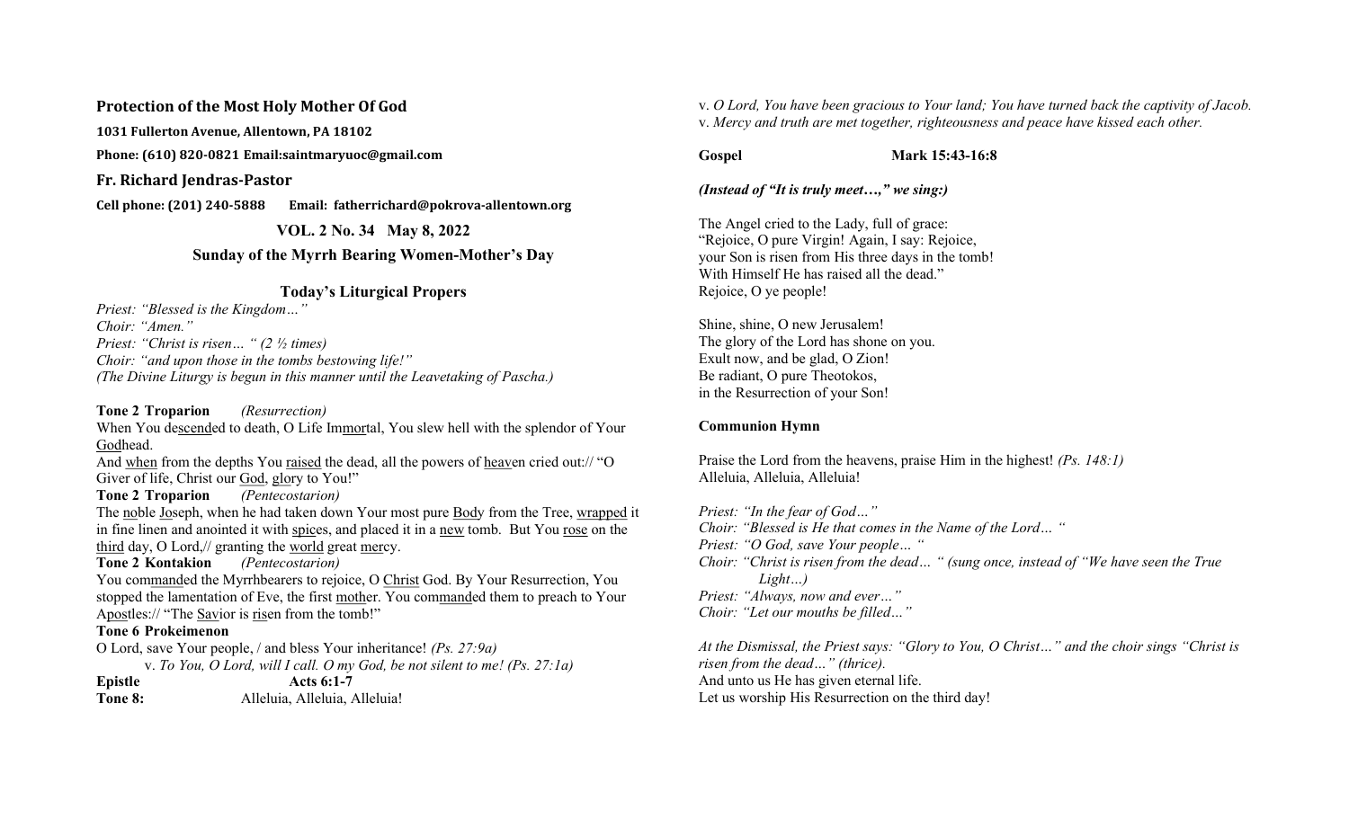## Protection of the Most Holy Mother Of God

**1031 Fullerton Avenue, Allentown, PA 18102**

**Phone: (610) 820-0821 Email:saintmaryuoc@gmail.com**

### Fr. Richard Jendras-Pastor

**Cell phone: (201) 240-5888  Email: fatherrichard@pokrova-allentown.org**

**VOL. 2 No. 34 May 8, 2022**

**Sunday of the Myrrh Bearing Women-Mother's Day**

### Today's Liturgical Propers

*Priest: "Blessed is the Kingdom…"*
*Choir: "Amen."*
*Priest: "Christ is risen… " (2 ½ times)*
*Choir: "and upon those in the tombs bestowing life!"*
*(The Divine Liturgy is begun in this manner until the Leavetaking of Pascha.)*

**Tone 2 Troparion** *(Resurrection)*
When You descended to death, O Life Immortal, You slew hell with the splendor of Your Godhead.
And when from the depths You raised the dead, all the powers of heaven cried out:// "O Giver of life, Christ our God, glory to You!"

**Tone 2 Troparion** *(Pentecostarion)*
The noble Joseph, when he had taken down Your most pure Body from the Tree, wrapped it in fine linen and anointed it with spices, and placed it in a new tomb. But You rose on the third day, O Lord,// granting the world great mercy.

**Tone 2 Kontakion** *(Pentecostarion)*
You commanded the Myrrhbearers to rejoice, O Christ God. By Your Resurrection, You stopped the lamentation of Eve, the first mother. You commanded them to preach to Your Apostles:// "The Savior is risen from the tomb!"

**Tone 6 Prokeimenon**
O Lord, save Your people, / and bless Your inheritance! *(Ps. 27:9a)*
v. *To You, O Lord, will I call. O my God, be not silent to me! (Ps. 27:1a)*

**Epistle** **Acts 6:1-7**

**Tone 8:** Alleluia, Alleluia, Alleluia!
v. *O Lord, You have been gracious to Your land; You have turned back the captivity of Jacob.*
v. *Mercy and truth are met together, righteousness and peace have kissed each other.*

**Gospel** **Mark 15:43-16:8**

***(Instead of "It is truly meet…," we sing:)***

The Angel cried to the Lady, full of grace:
"Rejoice, O pure Virgin! Again, I say: Rejoice,
your Son is risen from His three days in the tomb!
With Himself He has raised all the dead."
Rejoice, O ye people!

Shine, shine, O new Jerusalem!
The glory of the Lord has shone on you.
Exult now, and be glad, O Zion!
Be radiant, O pure Theotokos,
in the Resurrection of your Son!

**Communion Hymn**

Praise the Lord from the heavens, praise Him in the highest! *(Ps. 148:1)*
Alleluia, Alleluia, Alleluia!

*Priest: "In the fear of God…"*
*Choir: "Blessed is He that comes in the Name of the Lord… "*
*Priest: "O God, save Your people… "*
*Choir: "Christ is risen from the dead… " (sung once, instead of "We have seen the True Light…)*
*Priest: "Always, now and ever…"*
*Choir: "Let our mouths be filled…"*

*At the Dismissal, the Priest says: "Glory to You, O Christ…" and the choir sings "Christ is risen from the dead…" (thrice).*
And unto us He has given eternal life.
Let us worship His Resurrection on the third day!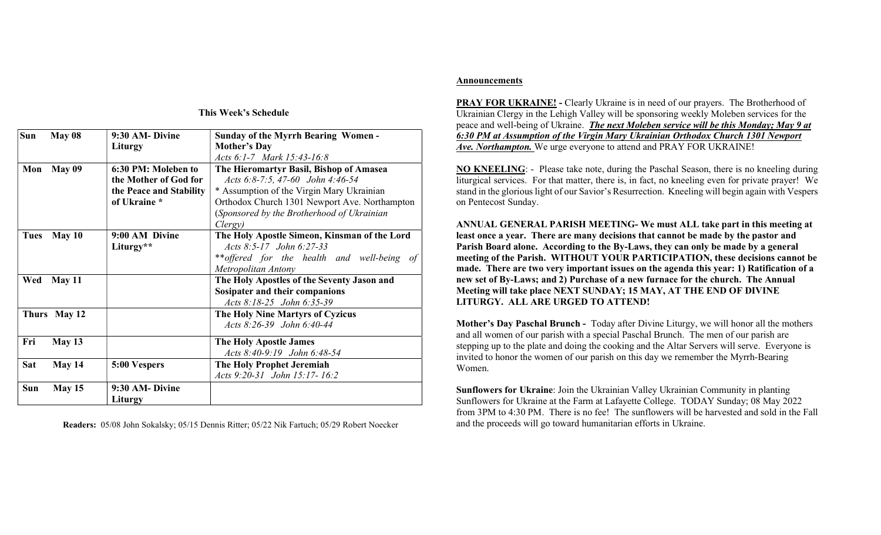## This Week's Schedule

| Day | Date | Service | Commemoration |
|---|---|---|---|
| Sun | May 08 | 9:30 AM- Divine Liturgy | **Sunday of the Myrrh Bearing Women - Mother's Day** *Acts 6:1-7 Mark 15:43-16:8* |
| Mon | May 09 | 6:30 PM: Moleben to the Mother of God for the Peace and Stability of Ukraine * | **The Hieromartyr Basil, Bishop of Amasea** *Acts 6:8-7:5, 47-60 John 4:46-54* * Assumption of the Virgin Mary Ukrainian Orthodox Church 1301 Newport Ave. Northampton (*Sponsored by the Brotherhood of Ukrainian Clergy*) |
| Tues | May 10 | 9:00 AM Divine Liturgy** | **The Holy Apostle Simeon, Kinsman of the Lord** *Acts 8:5-17 John 6:27-33* *\*\*offered for the health and well-being of Metropolitan Antony* |
| Wed | May 11 | | **The Holy Apostles of the Seventy Jason and Sosipater and their companions** *Acts 8:18-25 John 6:35-39* |
| Thurs | May 12 | | **The Holy Nine Martyrs of Cyzicus** *Acts 8:26-39 John 6:40-44* |
| Fri | May 13 | | **The Holy Apostle James** *Acts 8:40-9:19 John 6:48-54* |
| Sat | May 14 | 5:00 Vespers | **The Holy Prophet Jeremiah** *Acts 9:20-31 John 15:17- 16:2* |
| Sun | May 15 | 9:30 AM- Divine Liturgy | |

**Readers:** 05/08 John Sokalsky; 05/15 Dennis Ritter; 05/22 Nik Fartuch; 05/29 Robert Noecker

## Announcements

**PRAY FOR UKRAINE! -** Clearly Ukraine is in need of our prayers. The Brotherhood of Ukrainian Clergy in the Lehigh Valley will be sponsoring weekly Moleben services for the peace and well-being of Ukraine. ***The next Moleben service will be this Monday; May 9 at 6:30 PM at Assumption of the Virgin Mary Ukrainian Orthodox Church 1301 Newport Ave. Northampton.*** We urge everyone to attend and PRAY FOR UKRAINE!

**NO KNEELING**: - Please take note, during the Paschal Season, there is no kneeling during liturgical services. For that matter, there is, in fact, no kneeling even for private prayer! We stand in the glorious light of our Savior's Resurrection. Kneeling will begin again with Vespers on Pentecost Sunday.

**ANNUAL GENERAL PARISH MEETING- We must ALL take part in this meeting at least once a year. There are many decisions that cannot be made by the pastor and Parish Board alone. According to the By-Laws, they can only be made by a general meeting of the Parish. WITHOUT YOUR PARTICIPATION, these decisions cannot be made. There are two very important issues on the agenda this year: 1) Ratification of a new set of By-Laws; and 2) Purchase of a new furnace for the church. The Annual Meeting will take place NEXT SUNDAY; 15 MAY, AT THE END OF DIVINE LITURGY. ALL ARE URGED TO ATTEND!**

**Mother's Day Paschal Brunch -** Today after Divine Liturgy, we will honor all the mothers and all women of our parish with a special Paschal Brunch. The men of our parish are stepping up to the plate and doing the cooking and the Altar Servers will serve. Everyone is invited to honor the women of our parish on this day we remember the Myrrh-Bearing Women.

**Sunflowers for Ukraine**: Join the Ukrainian Valley Ukrainian Community in planting Sunflowers for Ukraine at the Farm at Lafayette College. TODAY Sunday; 08 May 2022 from 3PM to 4:30 PM. There is no fee! The sunflowers will be harvested and sold in the Fall and the proceeds will go toward humanitarian efforts in Ukraine.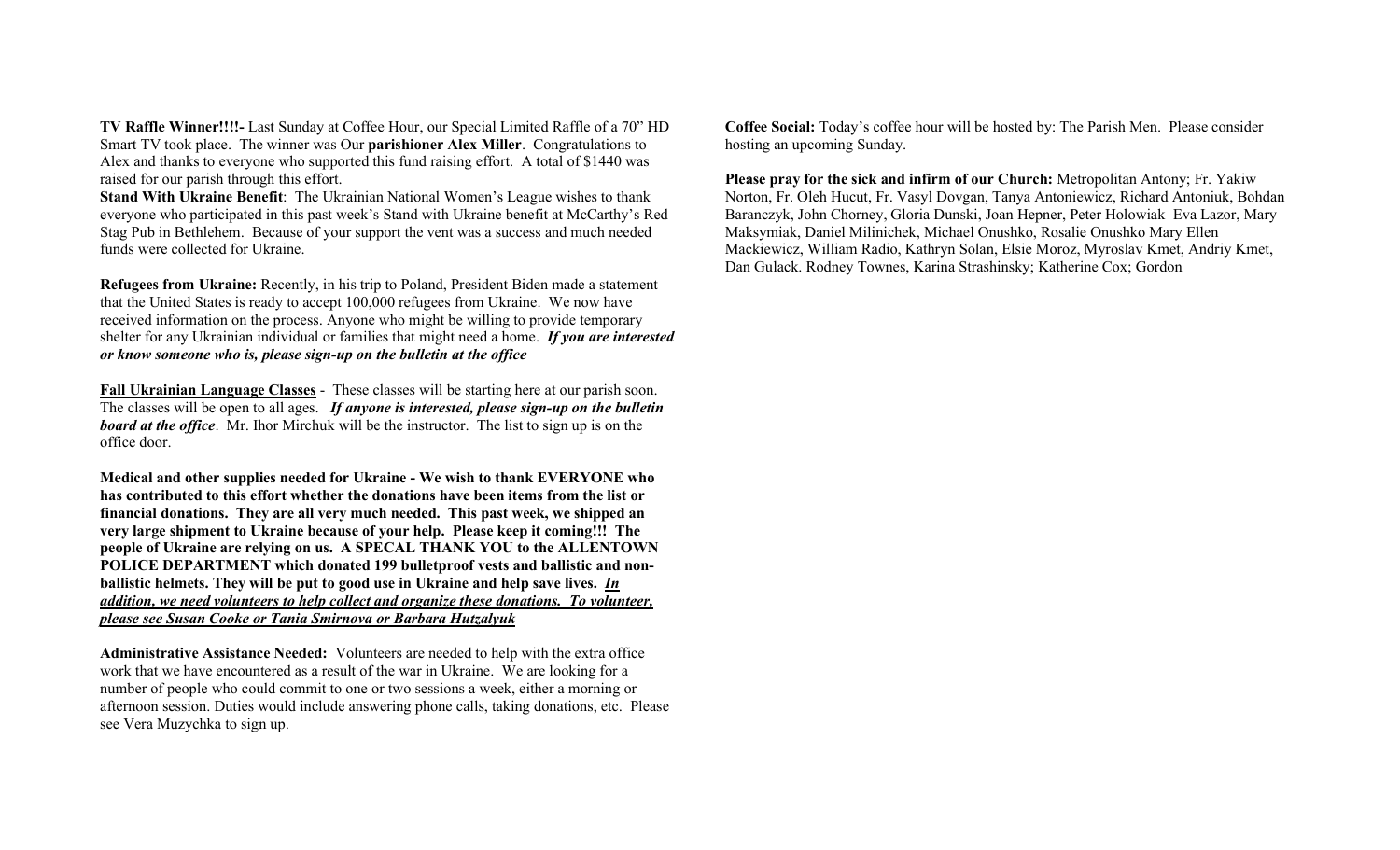**TV Raffle Winner!!!!-** Last Sunday at Coffee Hour, our Special Limited Raffle of a 70" HD Smart TV took place. The winner was Our **parishioner Alex Miller**. Congratulations to Alex and thanks to everyone who supported this fund raising effort. A total of $1440 was raised for our parish through this effort.

**Stand With Ukraine Benefit**: The Ukrainian National Women's League wishes to thank everyone who participated in this past week's Stand with Ukraine benefit at McCarthy's Red Stag Pub in Bethlehem. Because of your support the vent was a success and much needed funds were collected for Ukraine.

**Refugees from Ukraine:** Recently, in his trip to Poland, President Biden made a statement that the United States is ready to accept 100,000 refugees from Ukraine. We now have received information on the process. Anyone who might be willing to provide temporary shelter for any Ukrainian individual or families that might need a home. ***If you are interested or know someone who is, please sign-up on the bulletin at the office***

<u>**Fall Ukrainian Language Classes**</u> - These classes will be starting here at our parish soon. The classes will be open to all ages. ***If anyone is interested, please sign-up on the bulletin board at the office***. Mr. Ihor Mirchuk will be the instructor. The list to sign up is on the office door.

**Medical and other supplies needed for Ukraine - We wish to thank EVERYONE who has contributed to this effort whether the donations have been items from the list or financial donations. They are all very much needed. This past week, we shipped an very large shipment to Ukraine because of your help. Please keep it coming!!! The people of Ukraine are relying on us. A SPECAL THANK YOU to the ALLENTOWN POLICE DEPARTMENT which donated 199 bulletproof vests and ballistic and non-ballistic helmets. They will be put to good use in Ukraine and help save lives. <u>*In addition, we need volunteers to help collect and organize these donations. To volunteer, please see Susan Cooke or Tania Smirnova or Barbara Hutzalyuk*</u>**

**Administrative Assistance Needed:** Volunteers are needed to help with the extra office work that we have encountered as a result of the war in Ukraine. We are looking for a number of people who could commit to one or two sessions a week, either a morning or afternoon session. Duties would include answering phone calls, taking donations, etc. Please see Vera Muzychka to sign up.

**Coffee Social:** Today's coffee hour will be hosted by: The Parish Men. Please consider hosting an upcoming Sunday.

**Please pray for the sick and infirm of our Church:** Metropolitan Antony; Fr. Yakiw Norton, Fr. Oleh Hucut, Fr. Vasyl Dovgan, Tanya Antoniewicz, Richard Antoniuk, Bohdan Baranczyk, John Chorney, Gloria Dunski, Joan Hepner, Peter Holowiak Eva Lazor, Mary Maksymiak, Daniel Milinichek, Michael Onushko, Rosalie Onushko Mary Ellen Mackiewicz, William Radio, Kathryn Solan, Elsie Moroz, Myroslav Kmet, Andriy Kmet, Dan Gulack. Rodney Townes, Karina Strashinsky; Katherine Cox; Gordon